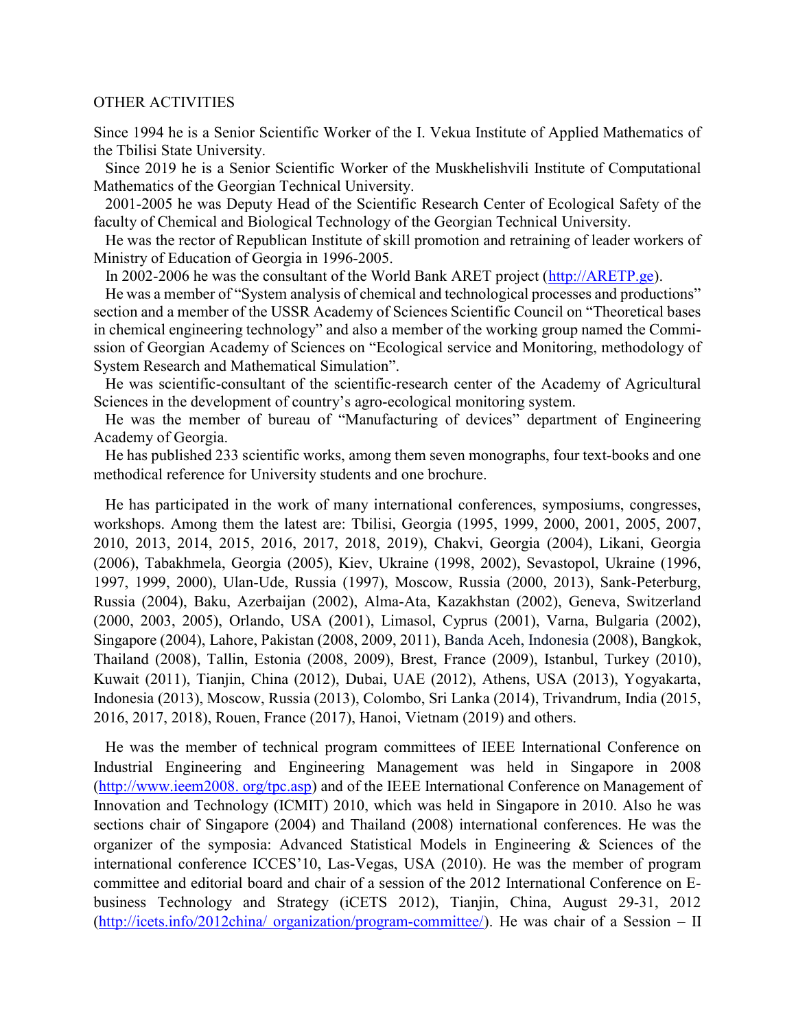OTHER ACTIVITIES

Since 1994 he is a Senior Scientific Worker of the I. Vekua Institute of Applied Mathematics of the Tbilisi State University.

Since 2019 he is a Senior Scientific Worker of the Muskhelishvili Institute of Computational Mathematics of the Georgian Technical University.

2001-2005 he was Deputy Head of the Scientific Research Center of Ecological Safety of the faculty of Chemical and Biological Technology of the Georgian Technical University.

He was the rector of Republican Institute of skill promotion and retraining of leader workers of Ministry of Education of Georgia in 1996-2005.

In 2002-2006 he was the consultant of the World Bank ARET project (http://ARETP.ge).

He was a member of "System analysis of chemical and technological processes and productions" section and a member of the USSR Academy of Sciences Scientific Council on "Theoretical bases in chemical engineering technology" and also a member of the working group named the Commission of Georgian Academy of Sciences on "Ecological service and Monitoring, methodology of System Research and Mathematical Simulation".

He was scientific-consultant of the scientific-research center of the Academy of Agricultural Sciences in the development of country's agro-ecological monitoring system.

He was the member of bureau of "Manufacturing of devices" department of Engineering Academy of Georgia.

He has published 233 scientific works, among them seven monographs, four text-books and one methodical reference for University students and one brochure.

He has participated in the work of many international conferences, symposiums, congresses, workshops. Among them the latest are: Tbilisi, Georgia (1995, 1999, 2000, 2001, 2005, 2007, 2010, 2013, 2014, 2015, 2016, 2017, 2018, 2019), Chakvi, Georgia (2004), Likani, Georgia (2006), Tabakhmela, Georgia (2005), Kiev, Ukraine (1998, 2002), Sevastopol, Ukraine (1996, 1997, 1999, 2000), Ulan-Ude, Russia (1997), Moscow, Russia (2000, 2013), Sank-Peterburg, Russia (2004), Baku, Azerbaijan (2002), Alma-Ata, Kazakhstan (2002), Geneva, Switzerland (2000, 2003, 2005), Orlando, USA (2001), Limasol, Cyprus (2001), Varna, Bulgaria (2002), Singapore (2004), Lahore, Pakistan (2008, 2009, 2011), Banda Aceh, Indonesia (2008), Bangkok, Thailand (2008), Tallin, Estonia (2008, 2009), Brest, France (2009), Istanbul, Turkey (2010), Kuwait (2011), Tianjin, China (2012), Dubai, UAE (2012), Athens, USA (2013), Yogyakarta, Indonesia (2013), Moscow, Russia (2013), Colombo, Sri Lanka (2014), Trivandrum, India (2015, 2016, 2017, 2018), Rouen, France (2017), Hanoi, Vietnam (2019) and others.

He was the member of technical program committees of IEEE International Conference on Industrial Engineering and Engineering Management was held in Singapore in 2008 (http://www.ieem2008. org/tpc.asp) and of the IEEE International Conference on Management of Innovation and Technology (ICMIT) 2010, which was held in Singapore in 2010. Also he was sections chair of Singapore (2004) and Thailand (2008) international conferences. He was the organizer of the symposia: Advanced Statistical Models in Engineering & Sciences of the international conference ICCES'10, Las-Vegas, USA (2010). He was the member of program committee and editorial board and chair of a session of the 2012 International Conference on E-business Technology and Strategy (iCETS 2012), Tianjin, China, August 29-31, 2012 (http://icets.info/2012china/ organization/program-committee/). He was chair of a Session – II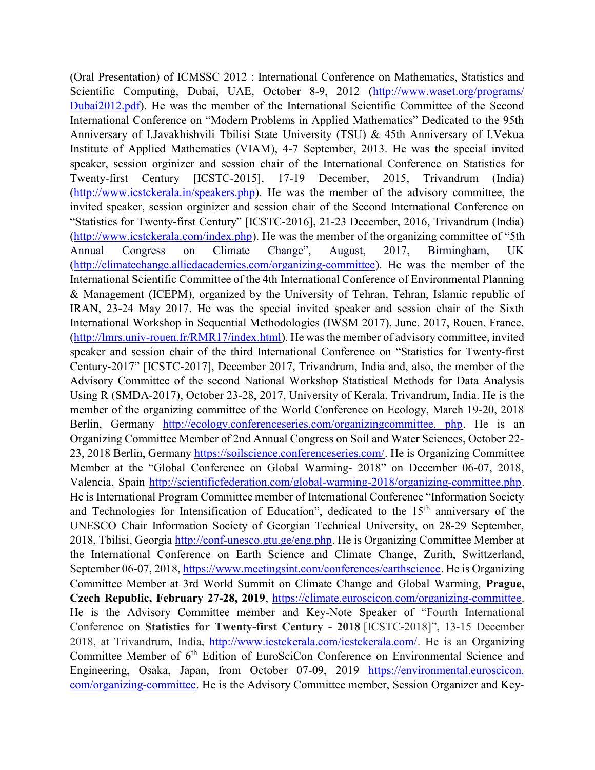(Oral Presentation) of ICMSSC 2012 : International Conference on Mathematics, Statistics and Scientific Computing, Dubai, UAE, October 8-9, 2012 (http://www.waset.org/programs/Dubai2012.pdf). He was the member of the International Scientific Committee of the Second International Conference on "Modern Problems in Applied Mathematics" Dedicated to the 95th Anniversary of I.Javakhishvili Tbilisi State University (TSU) & 45th Anniversary of I.Vekua Institute of Applied Mathematics (VIAM), 4-7 September, 2013. He was the special invited speaker, session orginizer and session chair of the International Conference on Statistics for Twenty-first Century [ICSTC-2015], 17-19 December, 2015, Trivandrum (India) (http://www.icstckerala.in/speakers.php). He was the member of the advisory committee, the invited speaker, session orginizer and session chair of the Second International Conference on "Statistics for Twenty-first Century" [ICSTC-2016], 21-23 December, 2016, Trivandrum (India) (http://www.icstckerala.com/index.php). He was the member of the organizing committee of "5th Annual Congress on Climate Change", August, 2017, Birmingham, UK (http://climatechange.alliedacademies.com/organizing-committee). He was the member of the International Scientific Committee of the 4th International Conference of Environmental Planning & Management (ICEPM), organized by the University of Tehran, Tehran, Islamic republic of IRAN, 23-24 May 2017. He was the special invited speaker and session chair of the Sixth International Workshop in Sequential Methodologies (IWSM 2017), June, 2017, Rouen, France, (http://lmrs.univ-rouen.fr/RMR17/index.html). He was the member of advisory committee, invited speaker and session chair of the third International Conference on "Statistics for Twenty-first Century-2017" [ICSTC-2017], December 2017, Trivandrum, India and, also, the member of the Advisory Committee of the second National Workshop Statistical Methods for Data Analysis Using R (SMDA-2017), October 23-28, 2017, University of Kerala, Trivandrum, India. He is the member of the organizing committee of the World Conference on Ecology, March 19-20, 2018 Berlin, Germany http://ecology.conferenceseries.com/organizingcommittee. php. He is an Organizing Committee Member of 2nd Annual Congress on Soil and Water Sciences, October 22-23, 2018 Berlin, Germany https://soilscience.conferenceseries.com/. He is Organizing Committee Member at the "Global Conference on Global Warming- 2018" on December 06-07, 2018, Valencia, Spain http://scientificfederation.com/global-warming-2018/organizing-committee.php. He is International Program Committee member of International Conference "Information Society and Technologies for Intensification of Education", dedicated to the 15th anniversary of the UNESCO Chair Information Society of Georgian Technical University, on 28-29 September, 2018, Tbilisi, Georgia http://conf-unesco.gtu.ge/eng.php. He is Organizing Committee Member at the International Conference on Earth Science and Climate Change, Zurith, Switzerland, September 06-07, 2018, https://www.meetingsint.com/conferences/earthscience. He is Organizing Committee Member at 3rd World Summit on Climate Change and Global Warming, **Prague, Czech Republic, February 27-28, 2019**, https://climate.euroscicon.com/organizing-committee. He is the Advisory Committee member and Key-Note Speaker of "Fourth International Conference on **Statistics for Twenty-first Century - 2018** [ICSTC-2018]", 13-15 December 2018, at Trivandrum, India, http://www.icstckerala.com/icstckerala.com/. He is an Organizing Committee Member of 6th Edition of EuroSciCon Conference on Environmental Science and Engineering, Osaka, Japan, from October 07-09, 2019 https://environmental.euroscicon.com/organizing-committee. He is the Advisory Committee member, Session Organizer and Key-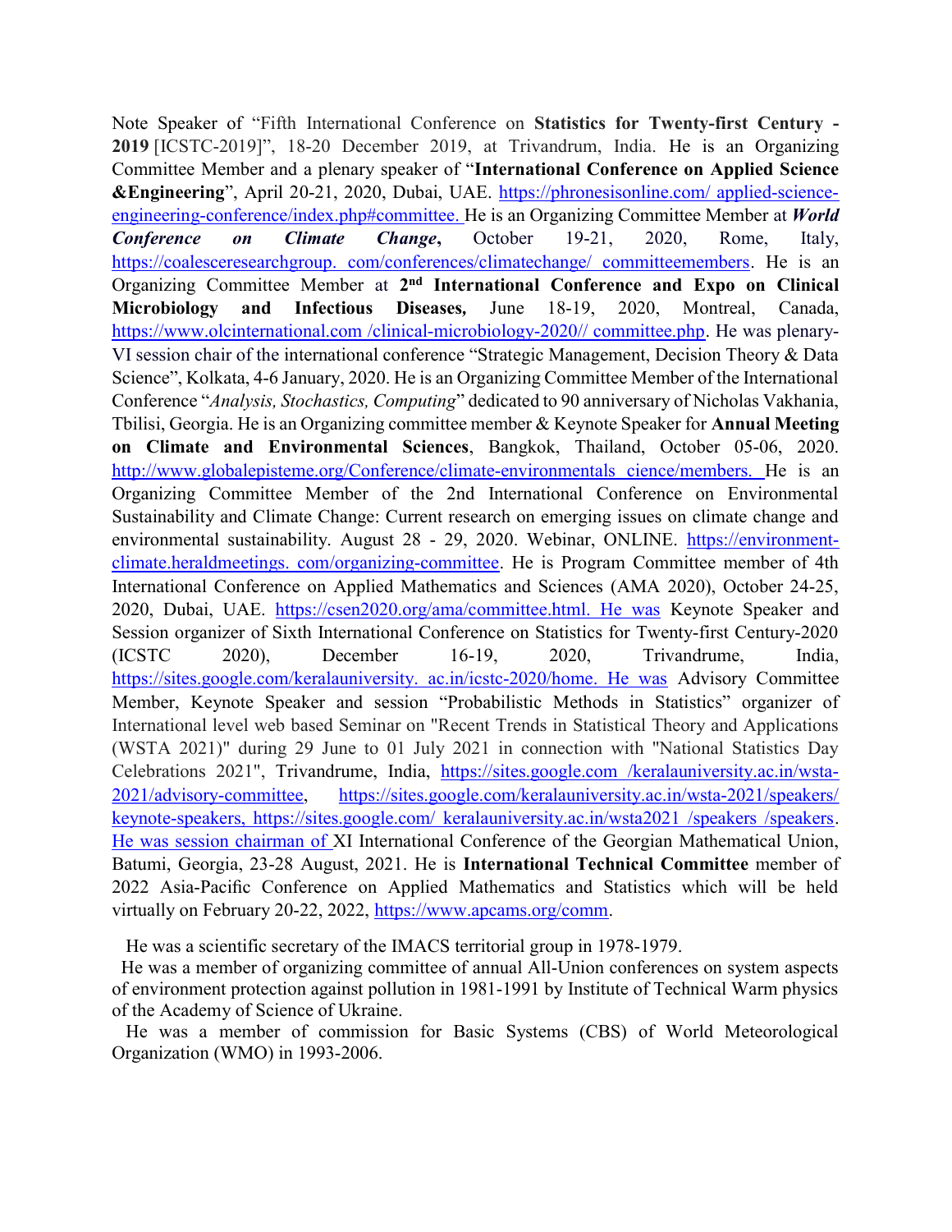Note Speaker of "Fifth International Conference on **Statistics for Twenty-first Century - 2019** [ICSTC-2019]", 18-20 December 2019, at Trivandrum, India. He is an Organizing Committee Member and a plenary speaker of "**International Conference on Applied Science &Engineering**", April 20-21, 2020, Dubai, UAE. https://phronesisonline.com/ applied-science-engineering-conference/index.php#committee. He is an Organizing Committee Member at ***World Conference on Climate Change*****,** October 19-21, 2020, Rome, Italy, https://coalesceresearchgroup. com/conferences/climatechange/ committeemembers. He is an Organizing Committee Member at **2nd International Conference and Expo on Clinical Microbiology and Infectious Diseases,** June 18-19, 2020, Montreal, Canada, https://www.olcinternational.com /clinical-microbiology-2020// committee.php. He was plenary-VI session chair of the international conference "Strategic Management, Decision Theory & Data Science", Kolkata, 4-6 January, 2020. He is an Organizing Committee Member of the International Conference "*Analysis, Stochastics, Computing*" dedicated to 90 anniversary of Nicholas Vakhania, Tbilisi, Georgia. He is an Organizing committee member & Keynote Speaker for **Annual Meeting on Climate and Environmental Sciences**, Bangkok, Thailand, October 05-06, 2020. http://www.globalepisteme.org/Conference/climate-environmentals cience/members. He is an Organizing Committee Member of the 2nd International Conference on Environmental Sustainability and Climate Change: Current research on emerging issues on climate change and environmental sustainability. August 28 - 29, 2020. Webinar, ONLINE. https://environment-climate.heraldmeetings. com/organizing-committee. He is Program Committee member of 4th International Conference on Applied Mathematics and Sciences (AMA 2020), October 24-25, 2020, Dubai, UAE. https://csen2020.org/ama/committee.html. He was Keynote Speaker and Session organizer of Sixth International Conference on Statistics for Twenty-first Century-2020 (ICSTC 2020), December 16-19, 2020, Trivandrume, India, https://sites.google.com/keralauniversity. ac.in/icstc-2020/home. He was Advisory Committee Member, Keynote Speaker and session "Probabilistic Methods in Statistics" organizer of International level web based Seminar on "Recent Trends in Statistical Theory and Applications (WSTA 2021)" during 29 June to 01 July 2021 in connection with "National Statistics Day Celebrations 2021", Trivandrume, India, https://sites.google.com /keralauniversity.ac.in/wsta-2021/advisory-committee, https://sites.google.com/keralauniversity.ac.in/wsta-2021/speakers/ keynote-speakers, https://sites.google.com/ keralauniversity.ac.in/wsta2021 /speakers /speakers. He was session chairman of XI International Conference of the Georgian Mathematical Union, Batumi, Georgia, 23-28 August, 2021. He is **International Technical Committee** member of 2022 Asia-Pacific Conference on Applied Mathematics and Statistics which will be held virtually on February 20-22, 2022, https://www.apcams.org/comm.

He was a scientific secretary of the IMACS territorial group in 1978-1979.

He was a member of organizing committee of annual All-Union conferences on system aspects of environment protection against pollution in 1981-1991 by Institute of Technical Warm physics of the Academy of Science of Ukraine.

He was a member of commission for Basic Systems (CBS) of World Meteorological Organization (WMO) in 1993-2006.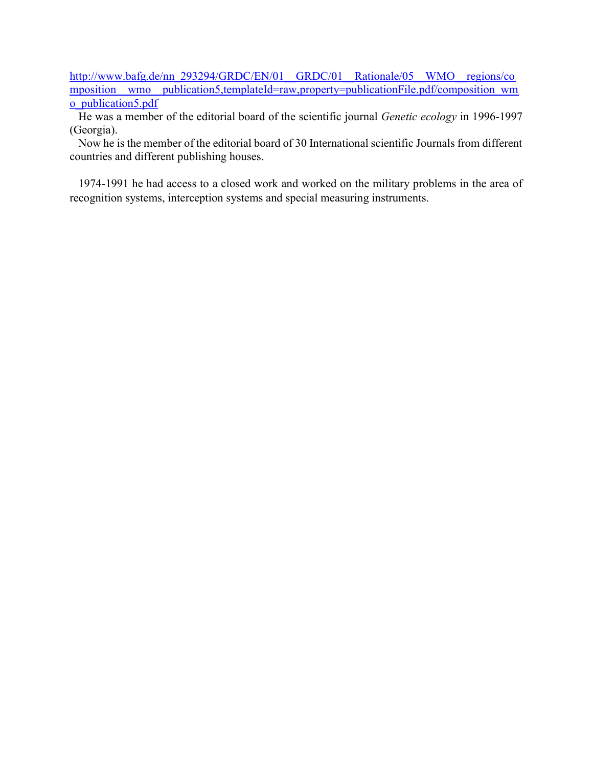http://www.bafg.de/nn_293294/GRDC/EN/01__GRDC/01__Rationale/05__WMO__regions/composition__wmo__publication5,templateId=raw,property=publicationFile.pdf/composition_wmo_publication5.pdf

He was a member of the editorial board of the scientific journal *Genetic ecology* in 1996-1997 (Georgia).

Now he is the member of the editorial board of 30 International scientific Journals from different countries and different publishing houses.

1974-1991 he had access to a closed work and worked on the military problems in the area of recognition systems, interception systems and special measuring instruments.